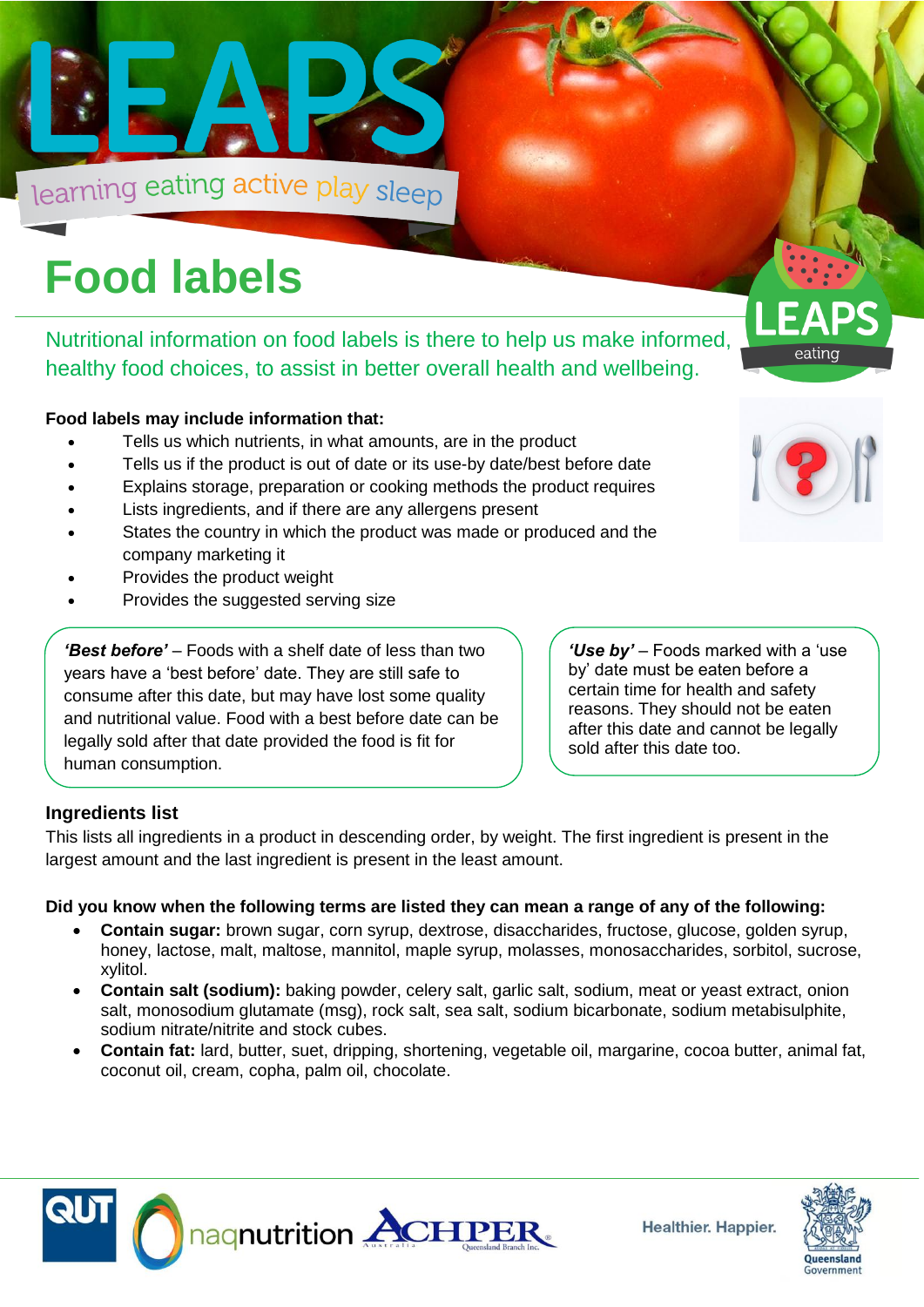# LEAPS

learning eating active play sleep

# Food labels

Nutritional information on food labels is there to help us make informed, healthy food choices, to assist in better overall health and wellbeing.

**Food labels may include information that:**

- Tells us which nutrients, in what amounts, are in the product
- Tells us if the product is out of date or its use-by date/best before date
- Explains storage, preparation or cooking methods the product requires
- Lists ingredients, and if there are any allergens present
- States the country in which the product was made or produced and the company marketing it
- Provides the product weight
- Provides the suggested serving size

***'Best before'*** – Foods with a shelf date of less than two years have a 'best before' date. They are still safe to consume after this date, but may have lost some quality and nutritional value. Food with a best before date can be legally sold after that date provided the food is fit for human consumption.

***'Use by'*** – Foods marked with a 'use by' date must be eaten before a certain time for health and safety reasons. They should not be eaten after this date and cannot be legally sold after this date too.

### Ingredients list

This lists all ingredients in a product in descending order, by weight. The first ingredient is present in the largest amount and the last ingredient is present in the least amount.

**Did you know when the following terms are listed they can mean a range of any of the following:**

- **Contain sugar:** brown sugar, corn syrup, dextrose, disaccharides, fructose, glucose, golden syrup, honey, lactose, malt, maltose, mannitol, maple syrup, molasses, monosaccharides, sorbitol, sucrose, xylitol.
- **Contain salt (sodium):** baking powder, celery salt, garlic salt, sodium, meat or yeast extract, onion salt, monosodium glutamate (msg), rock salt, sea salt, sodium bicarbonate, sodium metabisulphite, sodium nitrate/nitrite and stock cubes.
- **Contain fat:** lard, butter, suet, dripping, shortening, vegetable oil, margarine, cocoa butter, animal fat, coconut oil, cream, copha, palm oil, chocolate.

Healthier. Happier.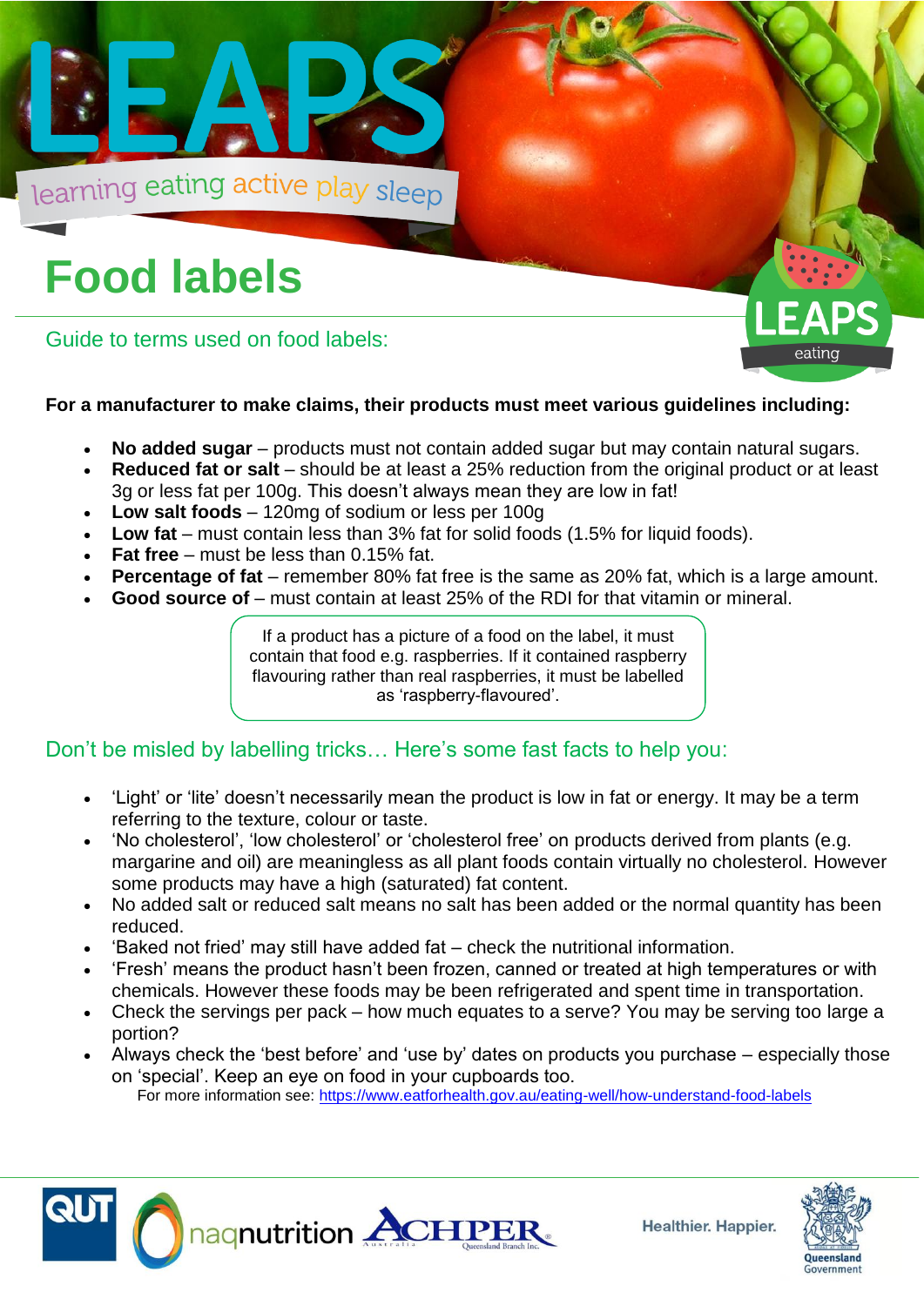# LEAPS

learning eating active play sleep

# Food labels

## Guide to terms used on food labels:

**For a manufacturer to make claims, their products must meet various guidelines including:**

- **No added sugar** – products must not contain added sugar but may contain natural sugars.
- **Reduced fat or salt** – should be at least a 25% reduction from the original product or at least 3g or less fat per 100g. This doesn't always mean they are low in fat!
- **Low salt foods** – 120mg of sodium or less per 100g
- **Low fat** – must contain less than 3% fat for solid foods (1.5% for liquid foods).
- **Fat free** – must be less than 0.15% fat.
- **Percentage of fat** – remember 80% fat free is the same as 20% fat, which is a large amount.
- **Good source of** – must contain at least 25% of the RDI for that vitamin or mineral.

If a product has a picture of a food on the label, it must contain that food e.g. raspberries. If it contained raspberry flavouring rather than real raspberries, it must be labelled as 'raspberry-flavoured'.

## Don't be misled by labelling tricks… Here's some fast facts to help you:

- 'Light' or 'lite' doesn't necessarily mean the product is low in fat or energy. It may be a term referring to the texture, colour or taste.
- 'No cholesterol', 'low cholesterol' or 'cholesterol free' on products derived from plants (e.g. margarine and oil) are meaningless as all plant foods contain virtually no cholesterol. However some products may have a high (saturated) fat content.
- No added salt or reduced salt means no salt has been added or the normal quantity has been reduced.
- 'Baked not fried' may still have added fat – check the nutritional information.
- 'Fresh' means the product hasn't been frozen, canned or treated at high temperatures or with chemicals. However these foods may be been refrigerated and spent time in transportation.
- Check the servings per pack – how much equates to a serve? You may be serving too large a portion?
- Always check the 'best before' and 'use by' dates on products you purchase – especially those on 'special'. Keep an eye on food in your cupboards too.

For more information see: https://www.eatforhealth.gov.au/eating-well/how-understand-food-labels

QUT naqnutrition ACHPER Healthier. Happier. Queensland Government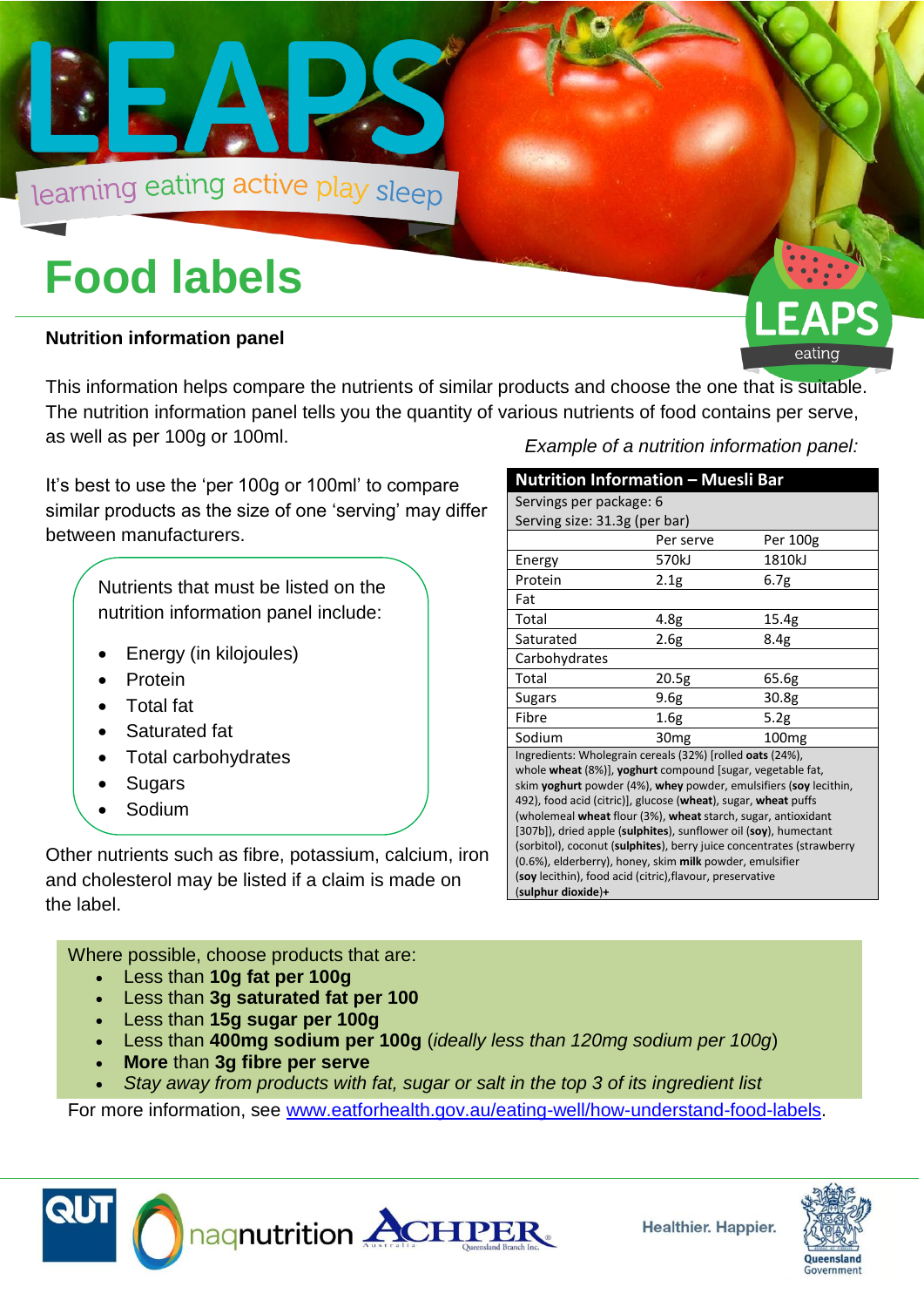# LEAPS

learning eating active play sleep

# Food labels

### Nutrition information panel

This information helps compare the nutrients of similar products and choose the one that is suitable. The nutrition information panel tells you the quantity of various nutrients of food contains per serve, as well as per 100g or 100ml.

It's best to use the 'per 100g or 100ml' to compare similar products as the size of one 'serving' may differ between manufacturers.

Nutrients that must be listed on the nutrition information panel include:

- Energy (in kilojoules)
- Protein
- Total fat
- Saturated fat
- Total carbohydrates
- Sugars
- Sodium

Other nutrients such as fibre, potassium, calcium, iron and cholesterol may be listed if a claim is made on the label.

*Example of a nutrition information panel:*

**Nutrition Information – Muesli Bar**

Servings per package: 6
Serving size: 31.3g (per bar)

| | Per serve | Per 100g |
|---|---|---|
| Energy | 570kJ | 1810kJ |
| Protein | 2.1g | 6.7g |
| Fat | | |
| Total | 4.8g | 15.4g |
| Saturated | 2.6g | 8.4g |
| Carbohydrates | | |
| Total | 20.5g | 65.6g |
| Sugars | 9.6g | 30.8g |
| Fibre | 1.6g | 5.2g |
| Sodium | 30mg | 100mg |

Ingredients: Wholegrain cereals (32%) [rolled **oats** (24%), whole **wheat** (8%)], **yoghurt** compound [sugar, vegetable fat, skim **yoghurt** powder (4%), **whey** powder, emulsifiers (**soy** lecithin, 492), food acid (citric)], glucose (**wheat**), sugar, **wheat** puffs (wholemeal **wheat** flour (3%), **wheat** starch, sugar, antioxidant [307b]), dried apple (**sulphites**), sunflower oil (**soy**), humectant (sorbitol), coconut (**sulphites**), berry juice concentrates (strawberry (0.6%), elderberry), honey, skim **milk** powder, emulsifier (**soy** lecithin), food acid (citric),flavour, preservative (**sulphur dioxide**)+

Where possible, choose products that are:

- Less than **10g fat per 100g**
- Less than **3g saturated fat per 100**
- Less than **15g sugar per 100g**
- Less than **400mg sodium per 100g** (*ideally less than 120mg sodium per 100g*)
- **More** than **3g fibre per serve**
- *Stay away from products with fat, sugar or salt in the top 3 of its ingredient list*

For more information, see www.eatforhealth.gov.au/eating-well/how-understand-food-labels.

QUT naqnutrition ACHPER Queensland Branch Inc. Healthier. Happier. Queensland Government